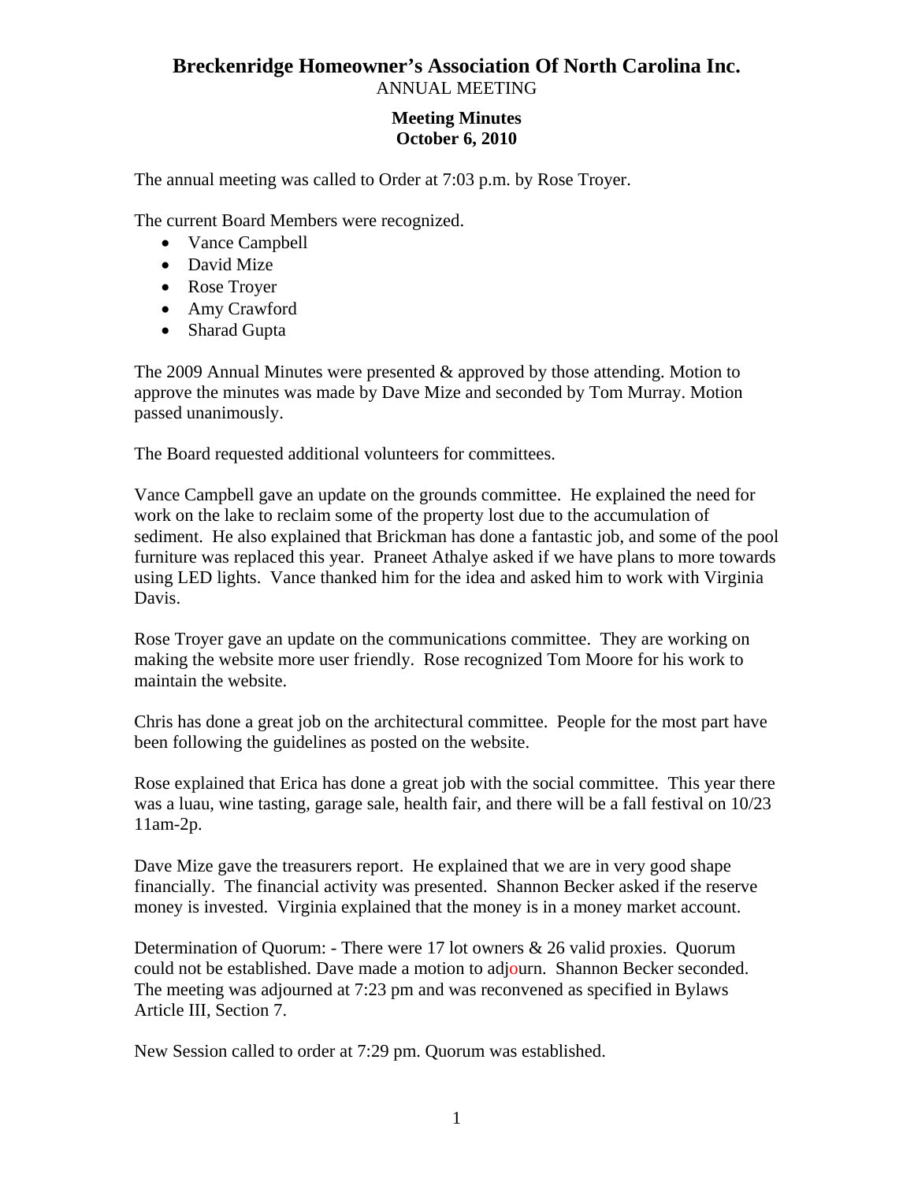# Breckenridge Homeowner's Association Of North Carolina Inc.

ANNUAL MEETING

**Meeting Minutes**
**October 6, 2010**

The annual meeting was called to Order at 7:03 p.m. by Rose Troyer.

The current Board Members were recognized.

- Vance Campbell
- David Mize
- Rose Troyer
- Amy Crawford
- Sharad Gupta

The 2009 Annual Minutes were presented & approved by those attending. Motion to approve the minutes was made by Dave Mize and seconded by Tom Murray. Motion passed unanimously.

The Board requested additional volunteers for committees.

Vance Campbell gave an update on the grounds committee. He explained the need for work on the lake to reclaim some of the property lost due to the accumulation of sediment. He also explained that Brickman has done a fantastic job, and some of the pool furniture was replaced this year. Praneet Athalye asked if we have plans to more towards using LED lights. Vance thanked him for the idea and asked him to work with Virginia Davis.

Rose Troyer gave an update on the communications committee. They are working on making the website more user friendly. Rose recognized Tom Moore for his work to maintain the website.

Chris has done a great job on the architectural committee. People for the most part have been following the guidelines as posted on the website.

Rose explained that Erica has done a great job with the social committee. This year there was a luau, wine tasting, garage sale, health fair, and there will be a fall festival on 10/23 11am-2p.

Dave Mize gave the treasurers report. He explained that we are in very good shape financially. The financial activity was presented. Shannon Becker asked if the reserve money is invested. Virginia explained that the money is in a money market account.

Determination of Quorum: - There were 17 lot owners & 26 valid proxies. Quorum could not be established. Dave made a motion to adjourn. Shannon Becker seconded. The meeting was adjourned at 7:23 pm and was reconvened as specified in Bylaws Article III, Section 7.

New Session called to order at 7:29 pm. Quorum was established.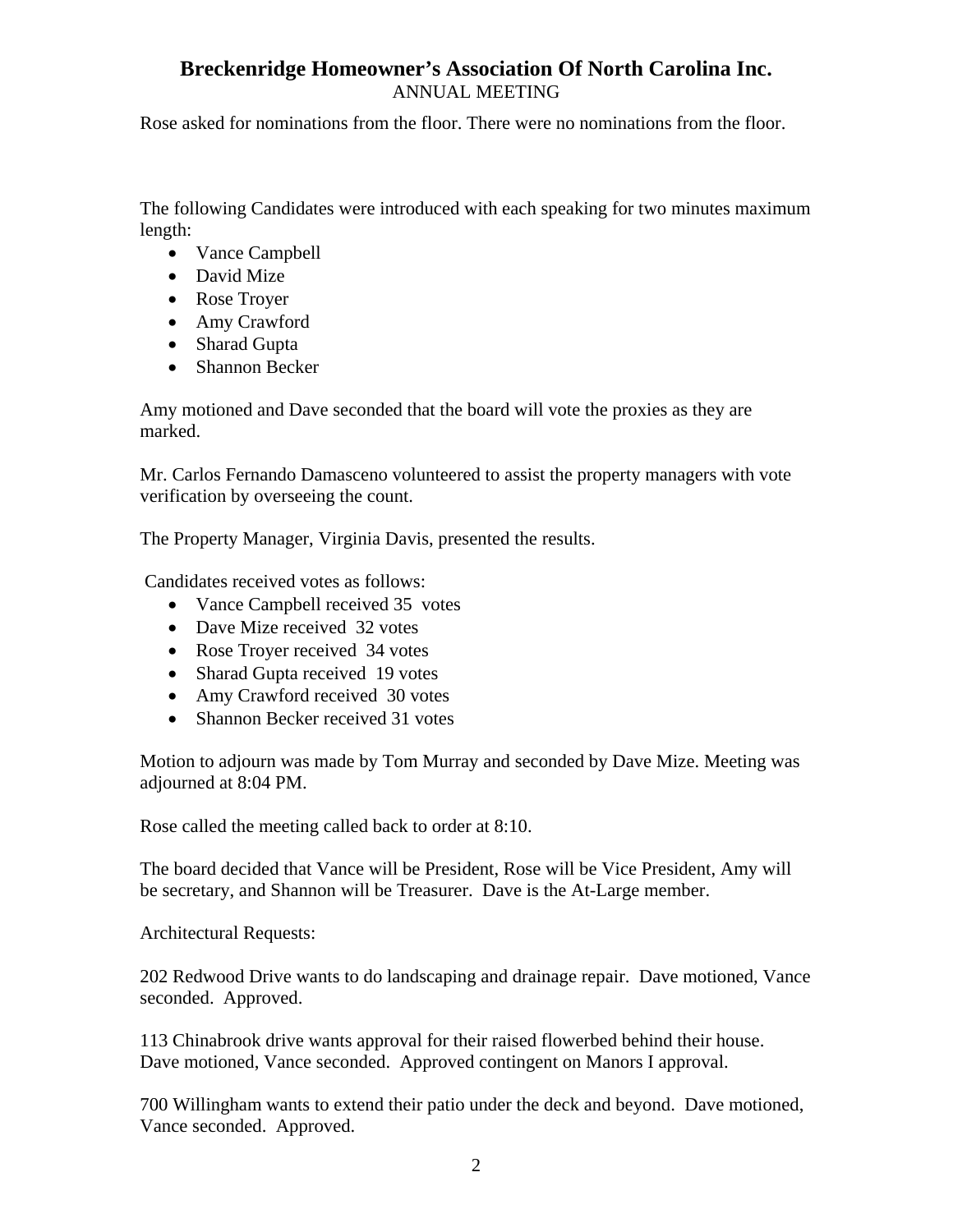Rose asked for nominations from the floor. There were no nominations from the floor.

The following Candidates were introduced with each speaking for two minutes maximum length:

- Vance Campbell
- David Mize
- Rose Troyer
- Amy Crawford
- Sharad Gupta
- Shannon Becker

Amy motioned and Dave seconded that the board will vote the proxies as they are marked.

Mr. Carlos Fernando Damasceno volunteered to assist the property managers with vote verification by overseeing the count.

The Property Manager, Virginia Davis, presented the results.

Candidates received votes as follows:

- Vance Campbell received 35 votes
- Dave Mize received 32 votes
- Rose Troyer received 34 votes
- Sharad Gupta received 19 votes
- Amy Crawford received 30 votes
- Shannon Becker received 31 votes

Motion to adjourn was made by Tom Murray and seconded by Dave Mize. Meeting was adjourned at 8:04 PM.

Rose called the meeting called back to order at 8:10.

The board decided that Vance will be President, Rose will be Vice President, Amy will be secretary, and Shannon will be Treasurer. Dave is the At-Large member.

Architectural Requests:

202 Redwood Drive wants to do landscaping and drainage repair. Dave motioned, Vance seconded. Approved.

113 Chinabrook drive wants approval for their raised flowerbed behind their house. Dave motioned, Vance seconded. Approved contingent on Manors I approval.

700 Willingham wants to extend their patio under the deck and beyond. Dave motioned, Vance seconded. Approved.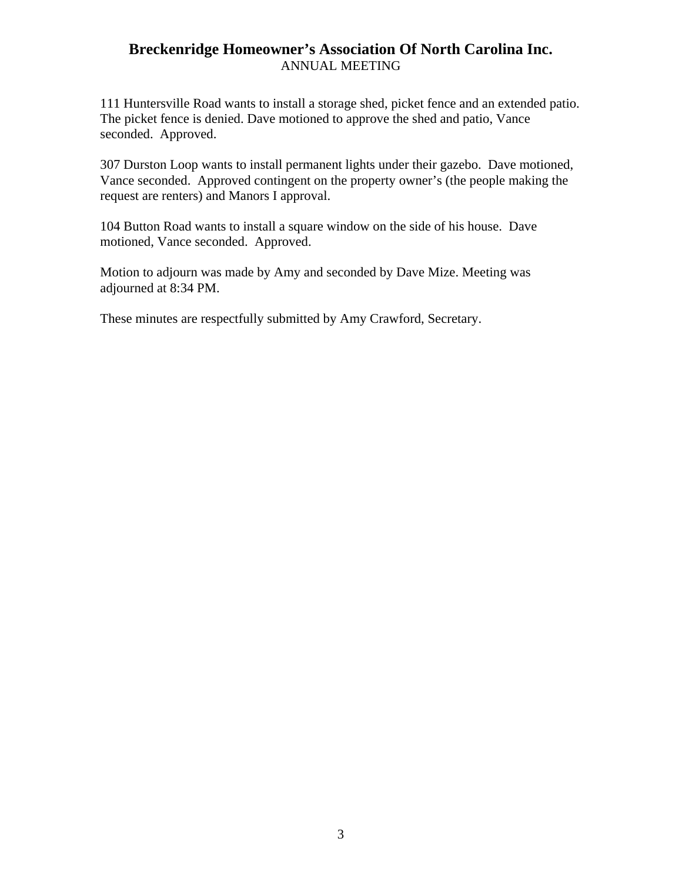111 Huntersville Road wants to install a storage shed, picket fence and an extended patio. The picket fence is denied. Dave motioned to approve the shed and patio, Vance seconded. Approved.

307 Durston Loop wants to install permanent lights under their gazebo. Dave motioned, Vance seconded. Approved contingent on the property owner's (the people making the request are renters) and Manors I approval.

104 Button Road wants to install a square window on the side of his house. Dave motioned, Vance seconded. Approved.

Motion to adjourn was made by Amy and seconded by Dave Mize. Meeting was adjourned at 8:34 PM.

These minutes are respectfully submitted by Amy Crawford, Secretary.